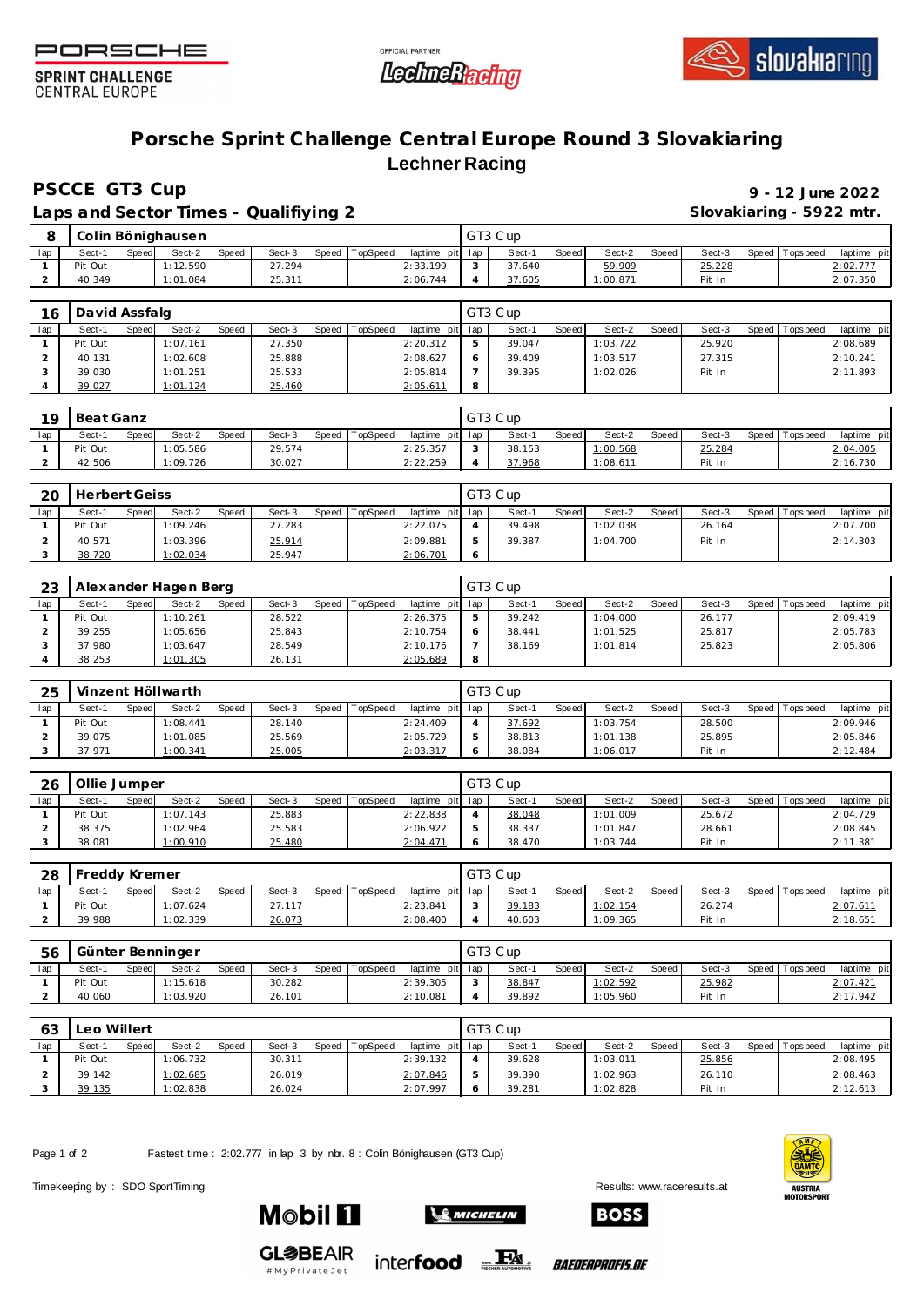PORSCHE SPRINT CHALLENGE CENTRAL EUROPE

OFFICIAL PARTNER LechnerRacing

slovakiaring

# Porsche Sprint Challenge Central Europe Round 3 Slovakiaring

## Lechner Racing

**PSCCE GT3 Cup** — **9 - 12 June 2022**

**Laps and Sector Times - Qualifiying 2** — **Slovakiaring - 5922 mtr.**

### 8 Colin Bönighausen — GT3 Cup

| lap | Sect-1 | Speed | Sect-2 | Speed | Sect-3 | Speed | TopSpeed | laptime pit | lap | Sect-1 | Speed | Sect-2 | Speed | Sect-3 | Speed | Topspeed | laptime pit |
|---|---|---|---|---|---|---|---|---|---|---|---|---|---|---|---|---|---|
| 1 | Pit Out | | 1:12.590 | | 27.294 | | | 2:33.199 | 3 | 37.640 | | 59.909 | | 25.228 | | | 2:02.777 |
| 2 | 40.349 | | 1:01.084 | | 25.311 | | | 2:06.744 | 4 | 37.605 | | 1:00.871 | | Pit In | | | 2:07.350 |

### 16 David Assfalg — GT3 Cup

| lap | Sect-1 | Speed | Sect-2 | Speed | Sect-3 | Speed | TopSpeed | laptime pit | lap | Sect-1 | Speed | Sect-2 | Speed | Sect-3 | Speed | Topspeed | laptime pit |
|---|---|---|---|---|---|---|---|---|---|---|---|---|---|---|---|---|---|
| 1 | Pit Out | | 1:07.161 | | 27.350 | | | 2:20.312 | 5 | 39.047 | | 1:03.722 | | 25.920 | | | 2:08.689 |
| 2 | 40.131 | | 1:02.608 | | 25.888 | | | 2:08.627 | 6 | 39.409 | | 1:03.517 | | 27.315 | | | 2:10.241 |
| 3 | 39.030 | | 1:01.251 | | 25.533 | | | 2:05.814 | 7 | 39.395 | | 1:02.026 | | Pit In | | | 2:11.893 |
| 4 | 39.027 | | 1:01.124 | | 25.460 | | | 2:05.611 | 8 | | | | | | | | |

### 19 Beat Ganz — GT3 Cup

| lap | Sect-1 | Speed | Sect-2 | Speed | Sect-3 | Speed | TopSpeed | laptime pit | lap | Sect-1 | Speed | Sect-2 | Speed | Sect-3 | Speed | Topspeed | laptime pit |
|---|---|---|---|---|---|---|---|---|---|---|---|---|---|---|---|---|---|
| 1 | Pit Out | | 1:05.586 | | 29.574 | | | 2:25.357 | 3 | 38.153 | | 1:00.568 | | 25.284 | | | 2:04.005 |
| 2 | 42.506 | | 1:09.726 | | 30.027 | | | 2:22.259 | 4 | 37.968 | | 1:08.611 | | Pit In | | | 2:16.730 |

### 20 Herbert Geiss — GT3 Cup

| lap | Sect-1 | Speed | Sect-2 | Speed | Sect-3 | Speed | TopSpeed | laptime pit | lap | Sect-1 | Speed | Sect-2 | Speed | Sect-3 | Speed | Topspeed | laptime pit |
|---|---|---|---|---|---|---|---|---|---|---|---|---|---|---|---|---|---|
| 1 | Pit Out | | 1:09.246 | | 27.283 | | | 2:22.075 | 4 | 39.498 | | 1:02.038 | | 26.164 | | | 2:07.700 |
| 2 | 40.571 | | 1:03.396 | | 25.914 | | | 2:09.881 | 5 | 39.387 | | 1:04.700 | | Pit In | | | 2:14.303 |
| 3 | 38.720 | | 1:02.034 | | 25.947 | | | 2:06.701 | 6 | | | | | | | | |

### 23 Alexander Hagen Berg — GT3 Cup

| lap | Sect-1 | Speed | Sect-2 | Speed | Sect-3 | Speed | TopSpeed | laptime pit | lap | Sect-1 | Speed | Sect-2 | Speed | Sect-3 | Speed | Topspeed | laptime pit |
|---|---|---|---|---|---|---|---|---|---|---|---|---|---|---|---|---|---|
| 1 | Pit Out | | 1:10.261 | | 28.522 | | | 2:26.375 | 5 | 39.242 | | 1:04.000 | | 26.177 | | | 2:09.419 |
| 2 | 39.255 | | 1:05.656 | | 25.843 | | | 2:10.754 | 6 | 38.441 | | 1:01.525 | | 25.817 | | | 2:05.783 |
| 3 | 37.980 | | 1:03.647 | | 28.549 | | | 2:10.176 | 7 | 38.169 | | 1:01.814 | | 25.823 | | | 2:05.806 |
| 4 | 38.253 | | 1:01.305 | | 26.131 | | | 2:05.689 | 8 | | | | | | | | |

### 25 Vinzent Höllwarth — GT3 Cup

| lap | Sect-1 | Speed | Sect-2 | Speed | Sect-3 | Speed | TopSpeed | laptime pit | lap | Sect-1 | Speed | Sect-2 | Speed | Sect-3 | Speed | Topspeed | laptime pit |
|---|---|---|---|---|---|---|---|---|---|---|---|---|---|---|---|---|---|
| 1 | Pit Out | | 1:08.441 | | 28.140 | | | 2:24.409 | 4 | 37.692 | | 1:03.754 | | 28.500 | | | 2:09.946 |
| 2 | 39.075 | | 1:01.085 | | 25.569 | | | 2:05.729 | 5 | 38.813 | | 1:01.138 | | 25.895 | | | 2:05.846 |
| 3 | 37.971 | | 1:00.341 | | 25.005 | | | 2:03.317 | 6 | 38.084 | | 1:06.017 | | Pit In | | | 2:12.484 |

### 26 Ollie Jumper — GT3 Cup

| lap | Sect-1 | Speed | Sect-2 | Speed | Sect-3 | Speed | TopSpeed | laptime pit | lap | Sect-1 | Speed | Sect-2 | Speed | Sect-3 | Speed | Topspeed | laptime pit |
|---|---|---|---|---|---|---|---|---|---|---|---|---|---|---|---|---|---|
| 1 | Pit Out | | 1:07.143 | | 25.883 | | | 2:22.838 | 4 | 38.048 | | 1:01.009 | | 25.672 | | | 2:04.729 |
| 2 | 38.375 | | 1:02.964 | | 25.583 | | | 2:06.922 | 5 | 38.337 | | 1:01.847 | | 28.661 | | | 2:08.845 |
| 3 | 38.081 | | 1:00.910 | | 25.480 | | | 2:04.471 | 6 | 38.470 | | 1:03.744 | | Pit In | | | 2:11.381 |

### 28 Freddy Kremer — GT3 Cup

| lap | Sect-1 | Speed | Sect-2 | Speed | Sect-3 | Speed | TopSpeed | laptime pit | lap | Sect-1 | Speed | Sect-2 | Speed | Sect-3 | Speed | Topspeed | laptime pit |
|---|---|---|---|---|---|---|---|---|---|---|---|---|---|---|---|---|---|
| 1 | Pit Out | | 1:07.624 | | 27.117 | | | 2:23.841 | 3 | 39.183 | | 1:02.154 | | 26.274 | | | 2:07.611 |
| 2 | 39.988 | | 1:02.339 | | 26.073 | | | 2:08.400 | 4 | 40.603 | | 1:09.365 | | Pit In | | | 2:18.651 |

### 56 Günter Benninger — GT3 Cup

| lap | Sect-1 | Speed | Sect-2 | Speed | Sect-3 | Speed | TopSpeed | laptime pit | lap | Sect-1 | Speed | Sect-2 | Speed | Sect-3 | Speed | Topspeed | laptime pit |
|---|---|---|---|---|---|---|---|---|---|---|---|---|---|---|---|---|---|
| 1 | Pit Out | | 1:15.618 | | 30.282 | | | 2:39.305 | 3 | 38.847 | | 1:02.592 | | 25.982 | | | 2:07.421 |
| 2 | 40.060 | | 1:03.920 | | 26.101 | | | 2:10.081 | 4 | 39.892 | | 1:05.960 | | Pit In | | | 2:17.942 |

### 63 Leo Willert — GT3 Cup

| lap | Sect-1 | Speed | Sect-2 | Speed | Sect-3 | Speed | TopSpeed | laptime pit | lap | Sect-1 | Speed | Sect-2 | Speed | Sect-3 | Speed | Topspeed | laptime pit |
|---|---|---|---|---|---|---|---|---|---|---|---|---|---|---|---|---|---|
| 1 | Pit Out | | 1:06.732 | | 30.311 | | | 2:39.132 | 4 | 39.628 | | 1:03.011 | | 25.856 | | | 2:08.495 |
| 2 | 39.142 | | 1:02.685 | | 26.019 | | | 2:07.846 | 5 | 39.390 | | 1:02.963 | | 26.110 | | | 2:08.463 |
| 3 | 39.135 | | 1:02.838 | | 26.024 | | | 2:07.997 | 6 | 39.281 | | 1:02.828 | | Pit In | | | 2:12.613 |

Fastest time : 2:02.777 in lap 3 by nbr. 8 : Colin Bönighausen (GT3 Cup)

Timekeeping by : SDO SportTiming

Results: www.raceresults.at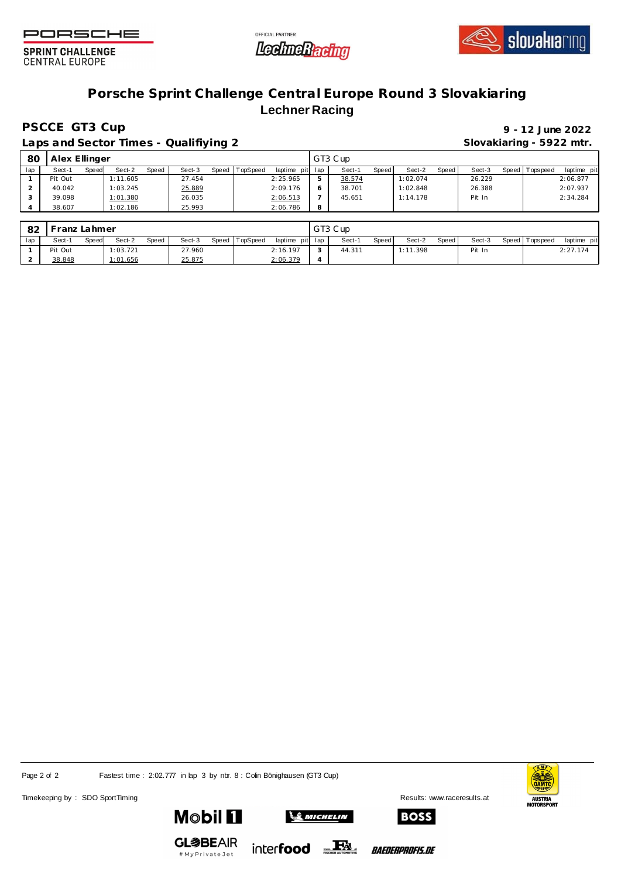# Porsche Sprint Challenge Central Europe Round 3 Slovakiaring

## Lechner Racing

### PSCCE GT3 Cup

**Laps and Sector Times - Qualifiying 2**

9 - 12 June 2022

Slovakiaring - 5922 mtr.

| 80 | Alex Ellinger | | | | | | | | GT3 Cup | | | | | | | | |
|---|---|---|---|---|---|---|---|---|---|---|---|---|---|---|---|---|---|
| lap | Sect-1 | Speed | Sect-2 | Speed | Sect-3 | Speed | TopSpeed | laptime pit | lap | Sect-1 | Speed | Sect-2 | Speed | Sect-3 | Speed | Topspeed | laptime pit |
| 1 | Pit Out | | 1:11.605 | | 27.454 | | | 2:25.965 | 5 | 38.574 | | 1:02.074 | | 26.229 | | | 2:06.877 |
| 2 | 40.042 | | 1:03.245 | | 25.889 | | | 2:09.176 | 6 | 38.701 | | 1:02.848 | | 26.388 | | | 2:07.937 |
| 3 | 39.098 | | 1:01.380 | | 26.035 | | | 2:06.513 | 7 | 45.651 | | 1:14.178 | | Pit In | | | 2:34.284 |
| 4 | 38.607 | | 1:02.186 | | 25.993 | | | 2:06.786 | 8 | | | | | | | | |

| 82 | Franz Lahmer | | | | | | | | GT3 Cup | | | | | | | | |
|---|---|---|---|---|---|---|---|---|---|---|---|---|---|---|---|---|---|
| lap | Sect-1 | Speed | Sect-2 | Speed | Sect-3 | Speed | TopSpeed | laptime pit | lap | Sect-1 | Speed | Sect-2 | Speed | Sect-3 | Speed | Topspeed | laptime pit |
| 1 | Pit Out | | 1:03.721 | | 27.960 | | | 2:16.197 | 3 | 44.311 | | 1:11.398 | | Pit In | | | 2:27.174 |
| 2 | 38.848 | | 1:01.656 | | 25.875 | | | 2:06.379 | 4 | | | | | | | | |

Fastest time : 2:02.777 in lap 3 by nbr. 8 : Colin Bönighausen (GT3 Cup)

Timekeeping by : SDO SportTiming

Results: www.raceresults.at